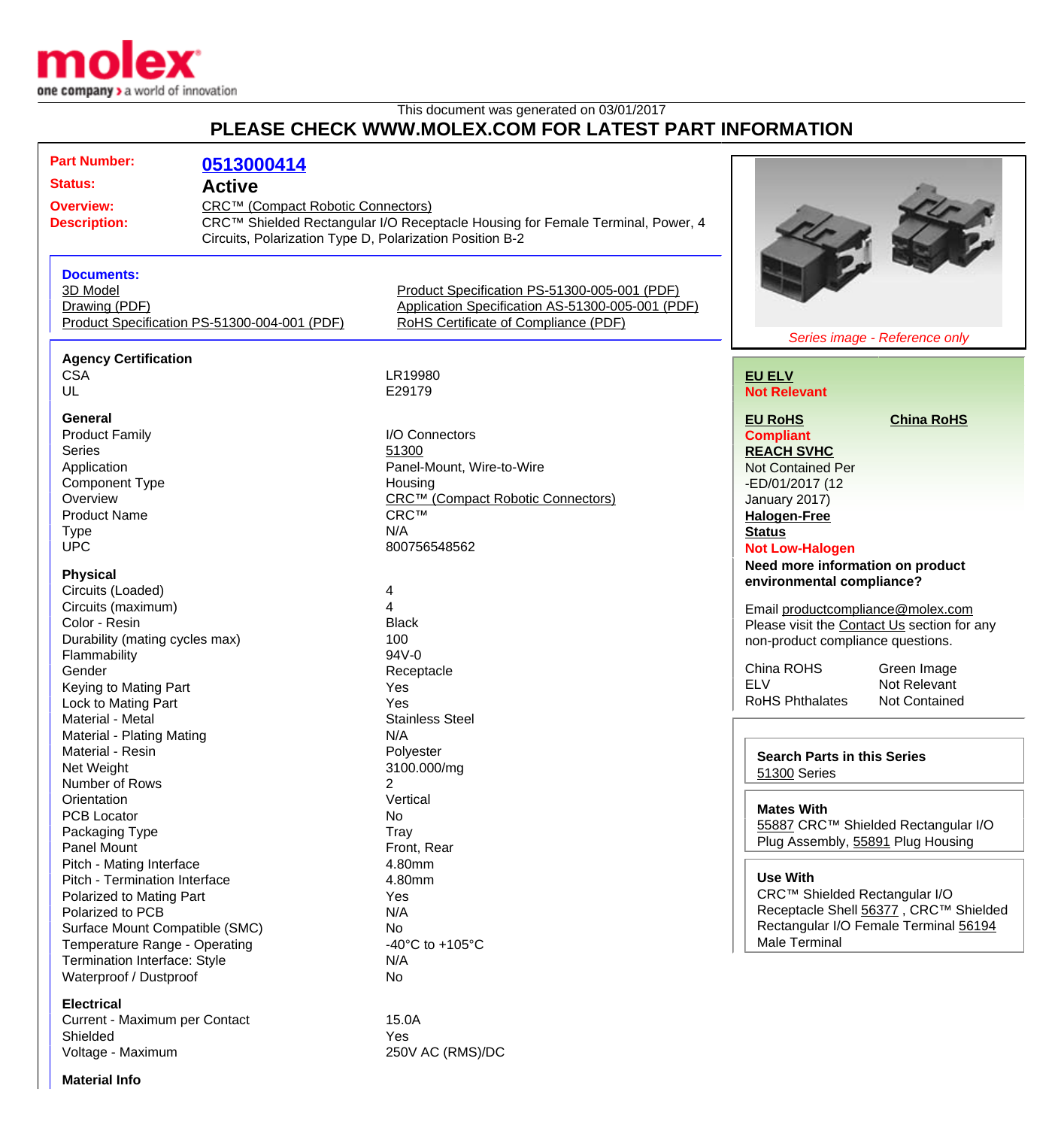This document was generated on 03/01/2017

# PLEASE CHECK WWW.MOLEX.COM FOR LATEST PART INFORMATION

**Part Number:** 0513000414

**Status:** Active

**Overview:** CRC™ (Compact Robotic Connectors)

**Description:** CRC™ Shielded Rectangular I/O Receptacle Housing for Female Terminal, Power, 4 Circuits, Polarization Type D, Polarization Position B-2

**Documents:**

- 3D Model
- Drawing (PDF)
- Product Specification PS-51300-004-001 (PDF)
- Product Specification PS-51300-005-001 (PDF)
- Application Specification AS-51300-005-001 (PDF)
- RoHS Certificate of Compliance (PDF)

*Series image - Reference only*

### Agency Certification

| | |
|---|---|
| CSA | LR19980 |
| UL | E29179 |

### General

| | |
|---|---|
| Product Family | I/O Connectors |
| Series | 51300 |
| Application | Panel-Mount, Wire-to-Wire |
| Component Type | Housing |
| Overview | CRC™ (Compact Robotic Connectors) |
| Product Name | CRC™ |
| Type | N/A |
| UPC | 800756548562 |

### Physical

| | |
|---|---|
| Circuits (Loaded) | 4 |
| Circuits (maximum) | 4 |
| Color - Resin | Black |
| Durability (mating cycles max) | 100 |
| Flammability | 94V-0 |
| Gender | Receptacle |
| Keying to Mating Part | Yes |
| Lock to Mating Part | Yes |
| Material - Metal | Stainless Steel |
| Material - Plating Mating | N/A |
| Material - Resin | Polyester |
| Net Weight | 3100.000/mg |
| Number of Rows | 2 |
| Orientation | Vertical |
| PCB Locator | No |
| Packaging Type | Tray |
| Panel Mount | Front, Rear |
| Pitch - Mating Interface | 4.80mm |
| Pitch - Termination Interface | 4.80mm |
| Polarized to Mating Part | Yes |
| Polarized to PCB | N/A |
| Surface Mount Compatible (SMC) | No |
| Temperature Range - Operating | -40°C to +105°C |
| Termination Interface: Style | N/A |
| Waterproof / Dustproof | No |

### Electrical

| | |
|---|---|
| Current - Maximum per Contact | 15.0A |
| Shielded | Yes |
| Voltage - Maximum | 250V AC (RMS)/DC |

### Material Info

**EU ELV**
Not Relevant

**EU RoHS**
Compliant

**China RoHS**

**REACH SVHC**
Not Contained Per -ED/01/2017 (12 January 2017)

**Halogen-Free Status**
Not Low-Halogen

**Need more information on product environmental compliance?**

Email productcompliance@molex.com
Please visit the Contact Us section for any non-product compliance questions.

| | |
|---|---|
| China ROHS | Green Image |
| ELV | Not Relevant |
| RoHS Phthalates | Not Contained |

**Search Parts in this Series**
51300 Series

**Mates With**
55887 CRC™ Shielded Rectangular I/O Plug Assembly, 55891 Plug Housing

**Use With**
CRC™ Shielded Rectangular I/O Receptacle Shell 56377 , CRC™ Shielded Rectangular I/O Female Terminal 56194 Male Terminal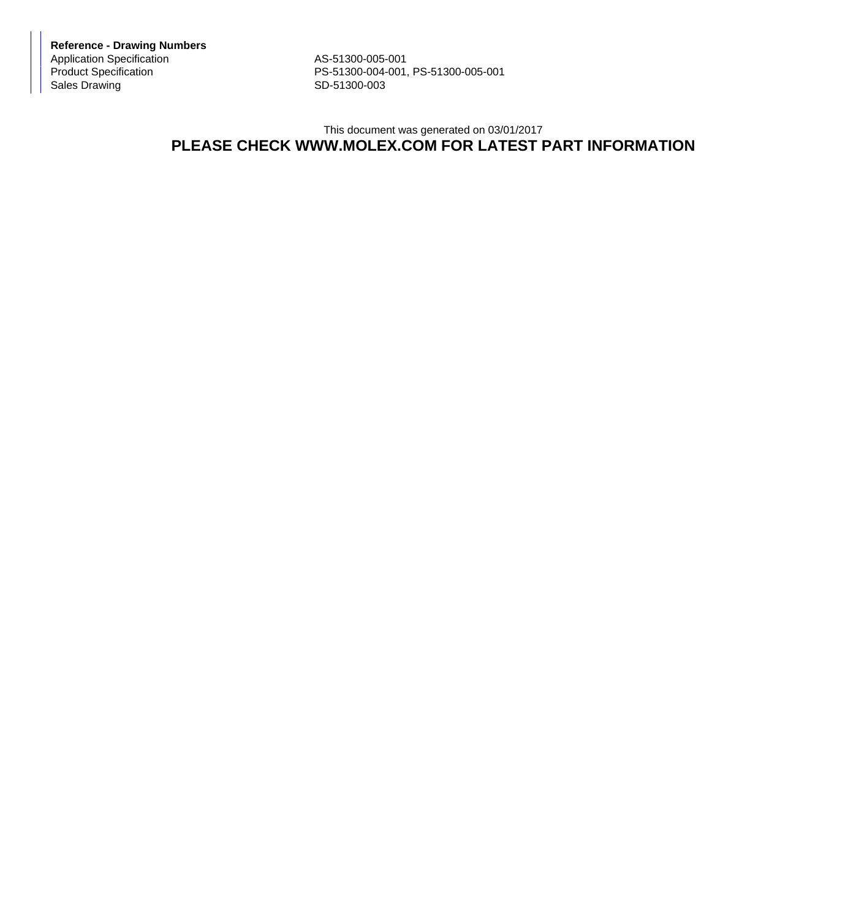**Reference - Drawing Numbers**

| | |
|---|---|
| Application Specification | AS-51300-005-001 |
| Product Specification | PS-51300-004-001, PS-51300-005-001 |
| Sales Drawing | SD-51300-003 |

This document was generated on 03/01/2017

**PLEASE CHECK WWW.MOLEX.COM FOR LATEST PART INFORMATION**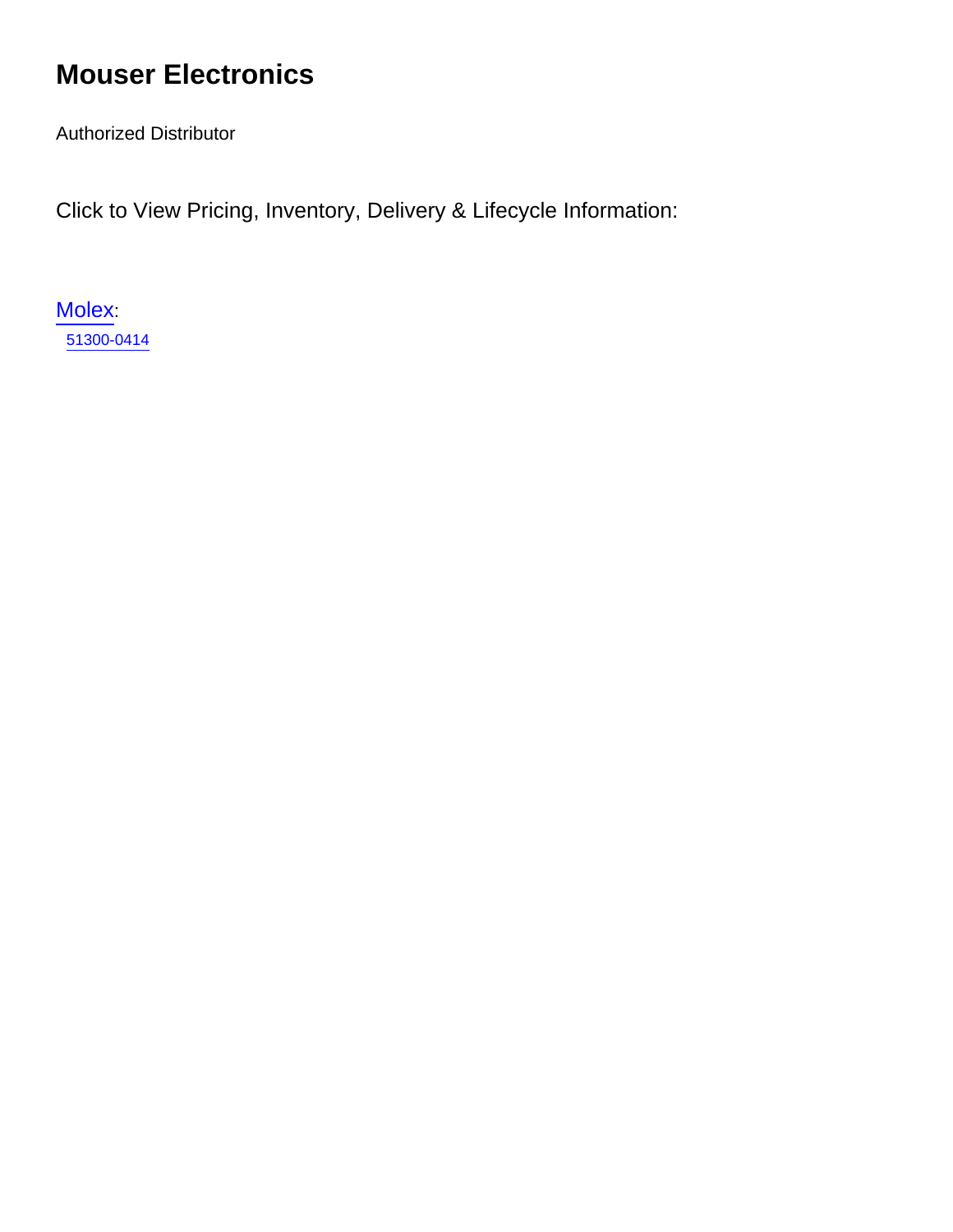# Mouser Electronics

Authorized Distributor

Click to View Pricing, Inventory, Delivery & Lifecycle Information:

Molex:

51300-0414